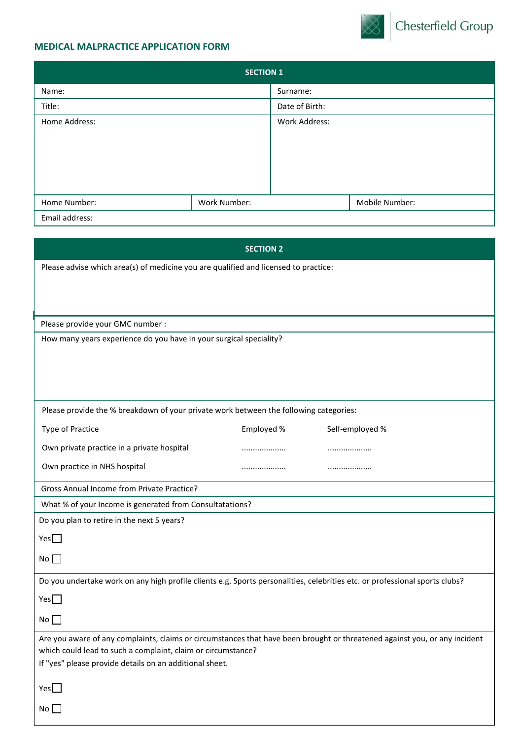Chesterfield Group

## MEDICAL MALPRACTICE APPLICATION FORM

### SECTION 1

| | |
|---|---|
| Name: | Surname: |
| Title: | Date of Birth: |
| Home Address: | Work Address: |

| | | |
|---|---|---|
| Home Number: | Work Number: | Mobile Number: |
| Email address: | | |

### SECTION 2

Please advise which area(s) of medicine you are qualified and licensed to practice:

Please provide your GMC number :

How many years experience do you have in your surgical speciality?

Please provide the % breakdown of your private work between the following categories:

| Type of Practice | Employed % | Self-employed % |
|---|---|---|
| Own private practice in a private hospital | .................... | .................... |
| Own practice in NHS hospital | .................... | .................... |

Gross Annual Income from Private Practice?

What % of your Income is generated from Consultatations?

Do you plan to retire in the next 5 years?

Yes ☐

No ☐

Do you undertake work on any high profile clients e.g. Sports personalities, celebrities etc. or professional sports clubs?

Yes ☐

No ☐

Are you aware of any complaints, claims or circumstances that have been brought or threatened against you, or any incident which could lead to such a complaint, claim or circumstance?
If "yes" please provide details on an additional sheet.

Yes ☐

No ☐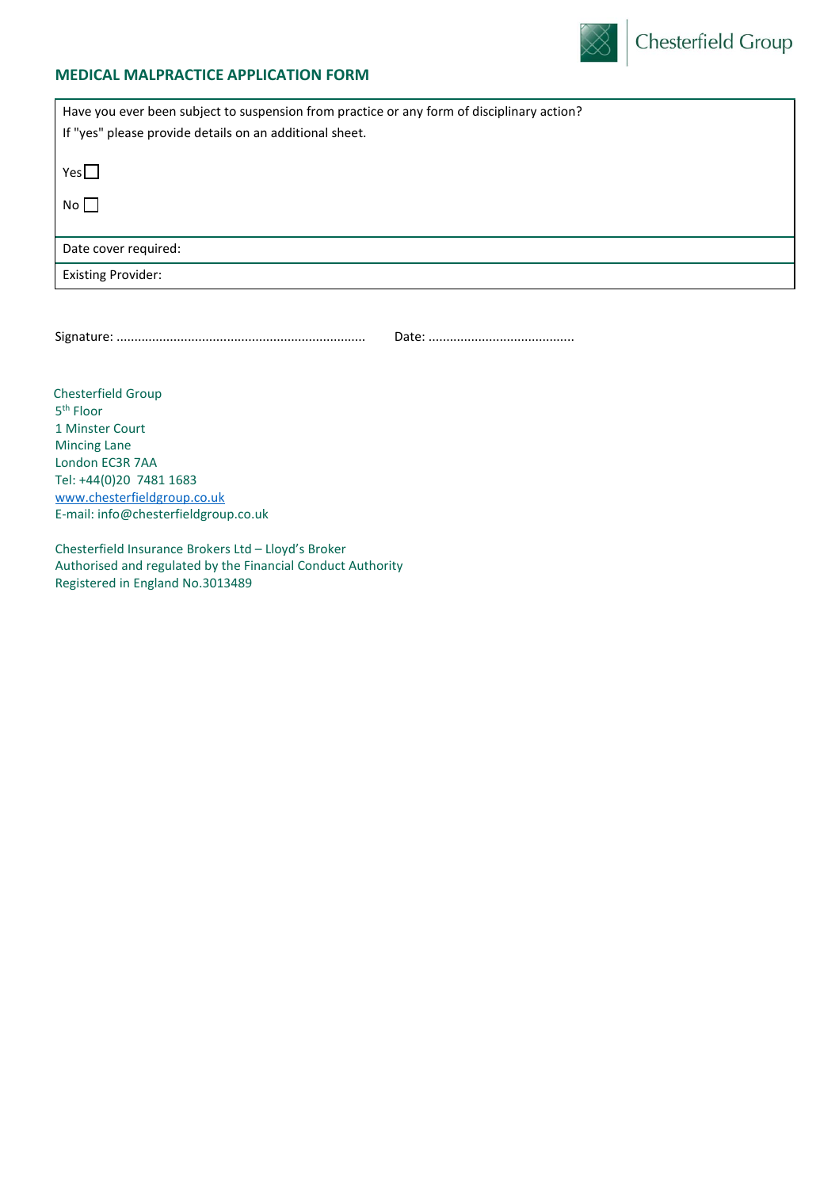## MEDICAL MALPRACTICE APPLICATION FORM

| |
|---|
| Have you ever been subject to suspension from practice or any form of disciplinary action?<br>If "yes" please provide details on an additional sheet.<br><br>Yes ☐<br><br>No ☐ |
| Date cover required: |
| Existing Provider: |

Signature: ..................................................................... Date: .........................................

Chesterfield Group
5th Floor
1 Minster Court
Mincing Lane
London EC3R 7AA
Tel: +44(0)20 7481 1683
www.chesterfieldgroup.co.uk
E-mail: info@chesterfieldgroup.co.uk

Chesterfield Insurance Brokers Ltd – Lloyd's Broker
Authorised and regulated by the Financial Conduct Authority
Registered in England No.3013489